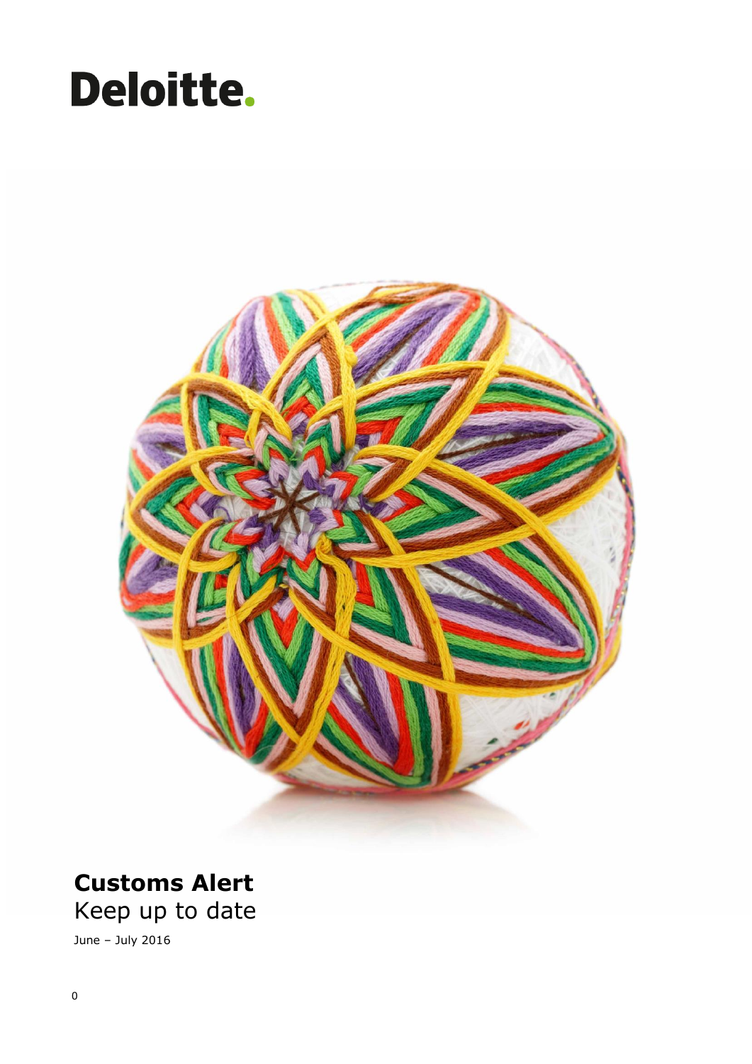# Deloitte.

## Customs Alert

Keep up to date

June – July 2016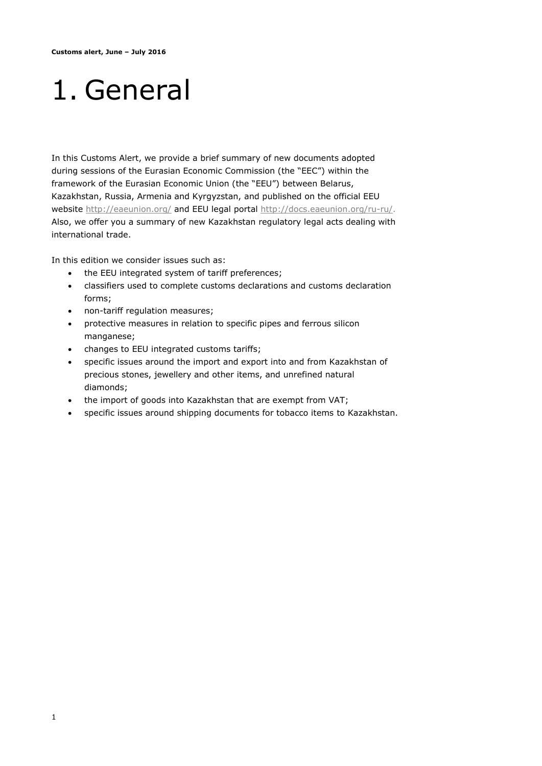# 1. General

In this Customs Alert, we provide a brief summary of new documents adopted during sessions of the Eurasian Economic Commission (the "EEC") within the framework of the Eurasian Economic Union (the "EEU") between Belarus, Kazakhstan, Russia, Armenia and Kyrgyzstan, and published on the official EEU website http://eaeunion.org/ and EEU legal portal http://docs.eaeunion.org/ru-ru/. Also, we offer you a summary of new Kazakhstan regulatory legal acts dealing with international trade.

In this edition we consider issues such as:

- the EEU integrated system of tariff preferences;
- classifiers used to complete customs declarations and customs declaration forms;
- non-tariff regulation measures;
- protective measures in relation to specific pipes and ferrous silicon manganese;
- changes to EEU integrated customs tariffs;
- specific issues around the import and export into and from Kazakhstan of precious stones, jewellery and other items, and unrefined natural diamonds;
- the import of goods into Kazakhstan that are exempt from VAT;
- specific issues around shipping documents for tobacco items to Kazakhstan.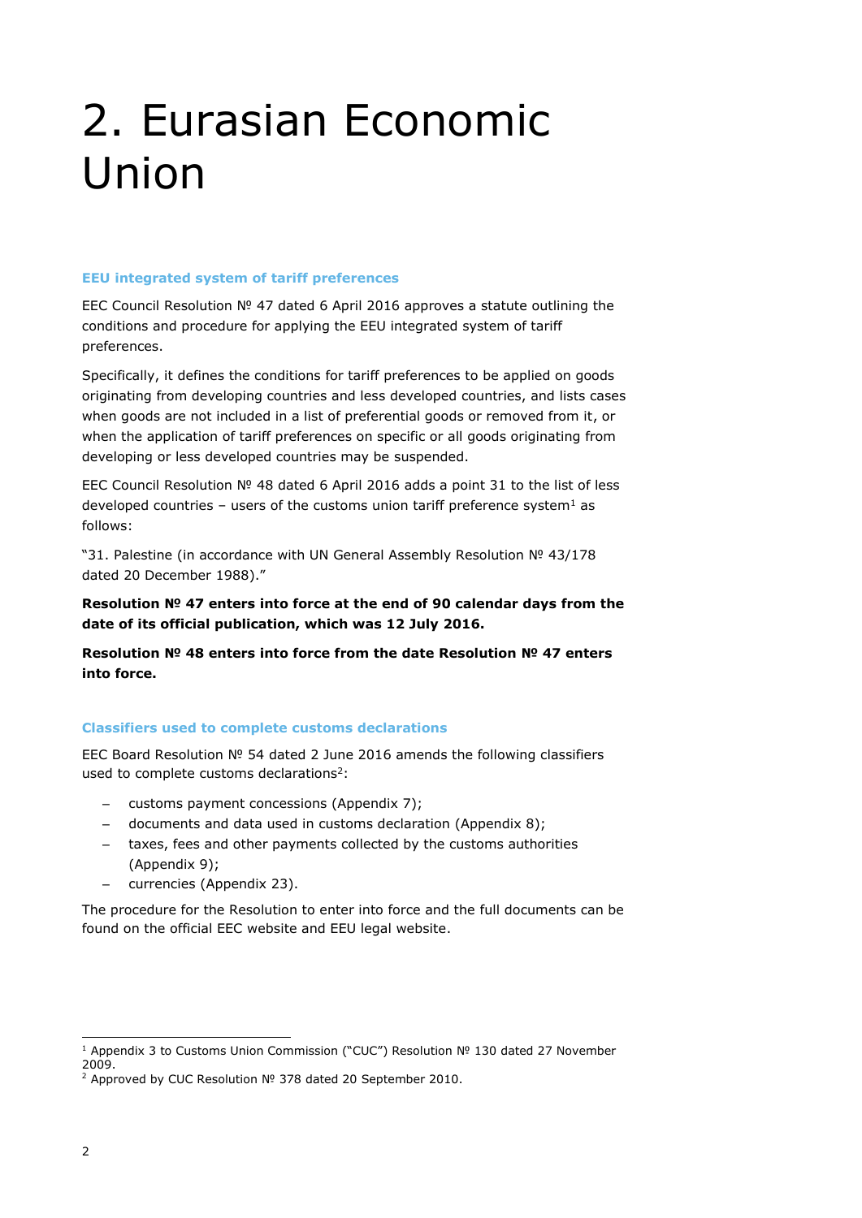# 2. Eurasian Economic Union

### EEU integrated system of tariff preferences

EEC Council Resolution № 47 dated 6 April 2016 approves a statute outlining the conditions and procedure for applying the EEU integrated system of tariff preferences.

Specifically, it defines the conditions for tariff preferences to be applied on goods originating from developing countries and less developed countries, and lists cases when goods are not included in a list of preferential goods or removed from it, or when the application of tariff preferences on specific or all goods originating from developing or less developed countries may be suspended.

EEC Council Resolution № 48 dated 6 April 2016 adds a point 31 to the list of less developed countries – users of the customs union tariff preference system[1] as follows:

"31. Palestine (in accordance with UN General Assembly Resolution № 43/178 dated 20 December 1988)."

**Resolution № 47 enters into force at the end of 90 calendar days from the date of its official publication, which was 12 July 2016.**

**Resolution № 48 enters into force from the date Resolution № 47 enters into force.**

### Classifiers used to complete customs declarations

EEC Board Resolution № 54 dated 2 June 2016 amends the following classifiers used to complete customs declarations[2]:

- customs payment concessions (Appendix 7);
- documents and data used in customs declaration (Appendix 8);
- taxes, fees and other payments collected by the customs authorities (Appendix 9);
- currencies (Appendix 23).

The procedure for the Resolution to enter into force and the full documents can be found on the official EEC website and EEU legal website.

---

[1] Appendix 3 to Customs Union Commission ("CUC") Resolution № 130 dated 27 November 2009.

[2] Approved by CUC Resolution № 378 dated 20 September 2010.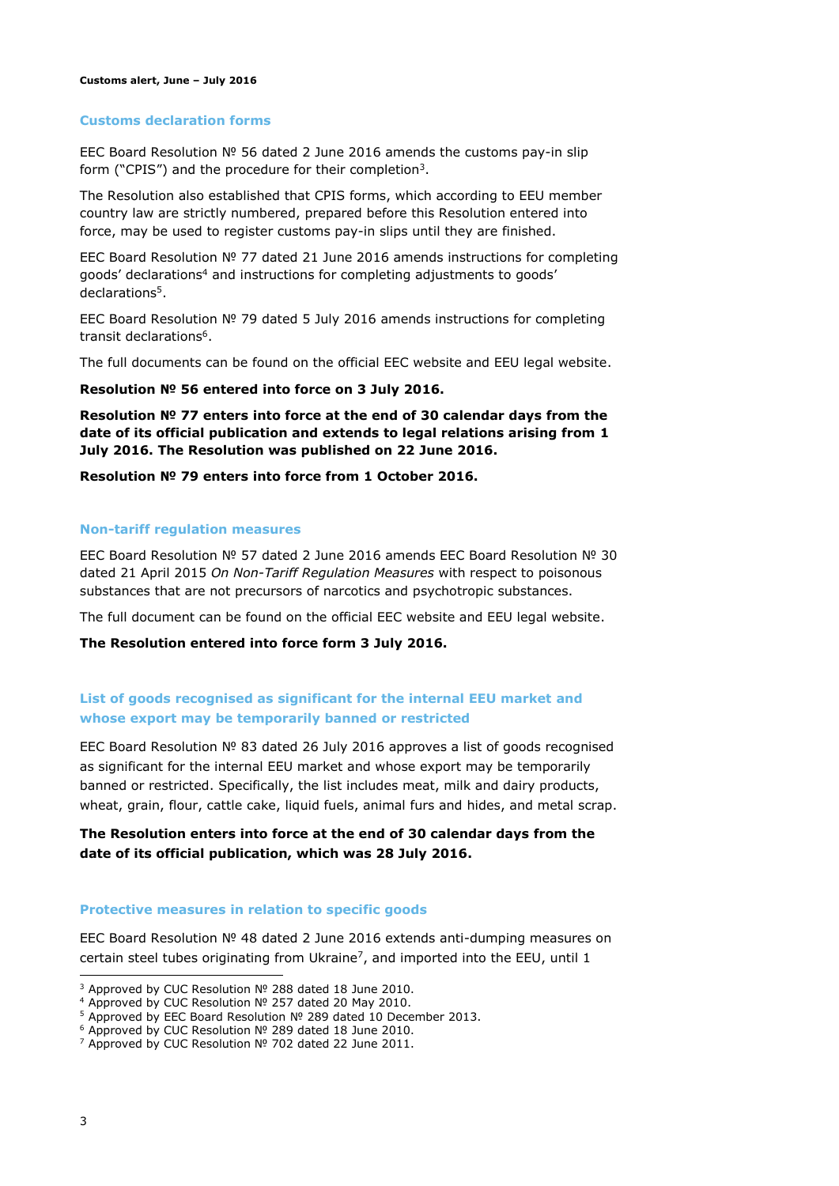## Customs declaration forms

EEC Board Resolution № 56 dated 2 June 2016 amends the customs pay-in slip form ("CPIS") and the procedure for their completion[3].

The Resolution also established that CPIS forms, which according to EEU member country law are strictly numbered, prepared before this Resolution entered into force, may be used to register customs pay-in slips until they are finished.

EEC Board Resolution № 77 dated 21 June 2016 amends instructions for completing goods' declarations[4] and instructions for completing adjustments to goods' declarations[5].

EEC Board Resolution № 79 dated 5 July 2016 amends instructions for completing transit declarations[6].

The full documents can be found on the official EEC website and EEU legal website.

**Resolution № 56 entered into force on 3 July 2016.**

**Resolution № 77 enters into force at the end of 30 calendar days from the date of its official publication and extends to legal relations arising from 1 July 2016. The Resolution was published on 22 June 2016.**

**Resolution № 79 enters into force from 1 October 2016.**

## Non-tariff regulation measures

EEC Board Resolution № 57 dated 2 June 2016 amends EEC Board Resolution № 30 dated 21 April 2015 *On Non-Tariff Regulation Measures* with respect to poisonous substances that are not precursors of narcotics and psychotropic substances.

The full document can be found on the official EEC website and EEU legal website.

**The Resolution entered into force form 3 July 2016.**

## List of goods recognised as significant for the internal EEU market and whose export may be temporarily banned or restricted

EEC Board Resolution № 83 dated 26 July 2016 approves a list of goods recognised as significant for the internal EEU market and whose export may be temporarily banned or restricted. Specifically, the list includes meat, milk and dairy products, wheat, grain, flour, cattle cake, liquid fuels, animal furs and hides, and metal scrap.

**The Resolution enters into force at the end of 30 calendar days from the date of its official publication, which was 28 July 2016.**

## Protective measures in relation to specific goods

EEC Board Resolution № 48 dated 2 June 2016 extends anti-dumping measures on certain steel tubes originating from Ukraine[7], and imported into the EEU, until 1

---

[3] Approved by CUC Resolution № 288 dated 18 June 2010.
[4] Approved by CUC Resolution № 257 dated 20 May 2010.
[5] Approved by EEC Board Resolution № 289 dated 10 December 2013.
[6] Approved by CUC Resolution № 289 dated 18 June 2010.
[7] Approved by CUC Resolution № 702 dated 22 June 2011.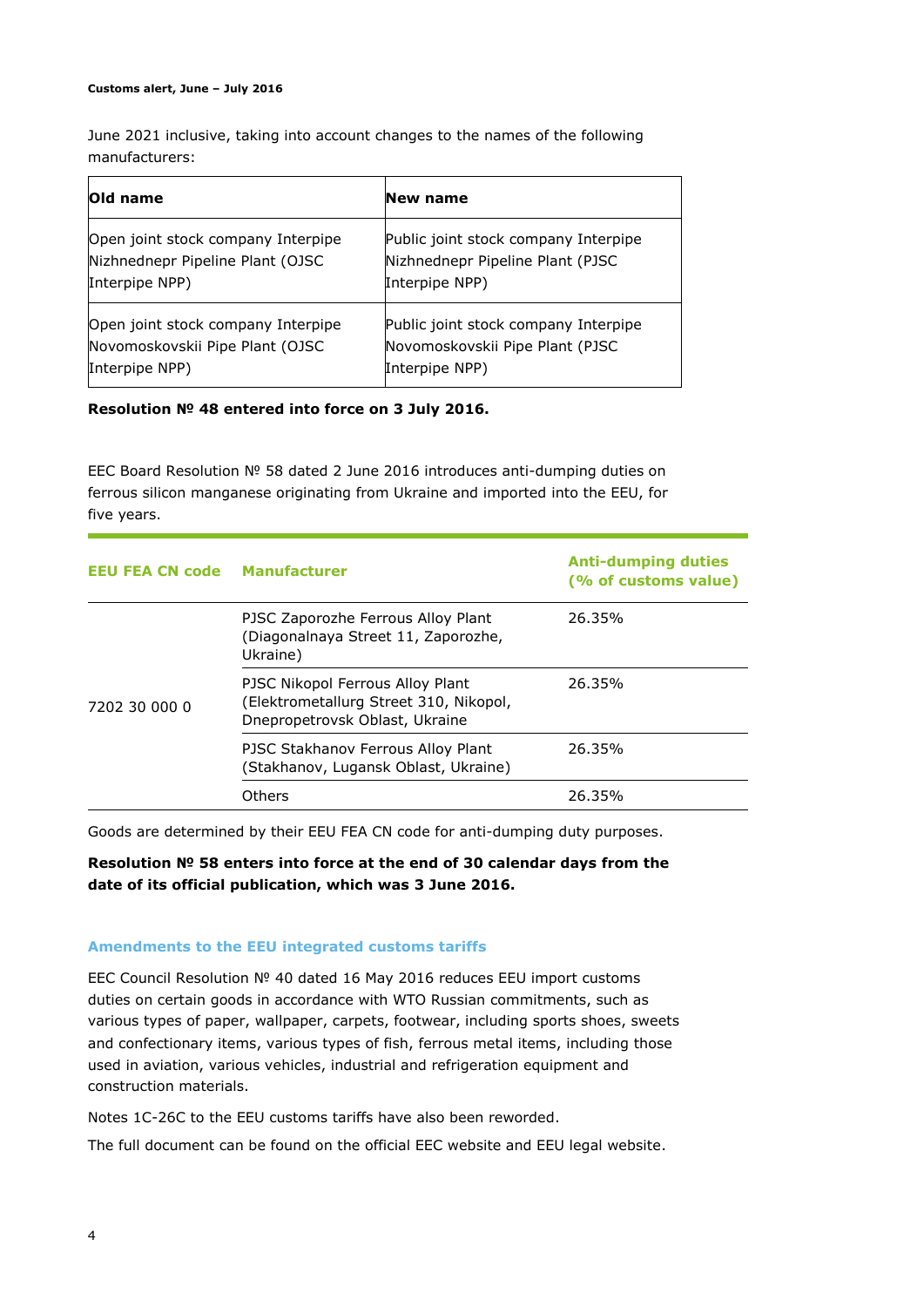June 2021 inclusive, taking into account changes to the names of the following manufacturers:

| Old name | New name |
| --- | --- |
| Open joint stock company Interpipe Nizhnednepr Pipeline Plant (OJSC Interpipe NPP) | Public joint stock company Interpipe Nizhnednepr Pipeline Plant (PJSC Interpipe NPP) |
| Open joint stock company Interpipe Novomoskovskii Pipe Plant (OJSC Interpipe NPP) | Public joint stock company Interpipe Novomoskovskii Pipe Plant (PJSC Interpipe NPP) |

**Resolution № 48 entered into force on 3 July 2016.**

EEC Board Resolution № 58 dated 2 June 2016 introduces anti-dumping duties on ferrous silicon manganese originating from Ukraine and imported into the EEU, for five years.

| EEU FEA CN code | Manufacturer | Anti-dumping duties (% of customs value) |
| --- | --- | --- |
| 7202 30 000 0 | PJSC Zaporozhe Ferrous Alloy Plant (Diagonalnaya Street 11, Zaporozhe, Ukraine) | 26.35% |
| | PJSC Nikopol Ferrous Alloy Plant (Elektrometallurg Street 310, Nikopol, Dnepropetrovsk Oblast, Ukraine | 26.35% |
| | PJSC Stakhanov Ferrous Alloy Plant (Stakhanov, Lugansk Oblast, Ukraine) | 26.35% |
| | Others | 26.35% |

Goods are determined by their EEU FEA CN code for anti-dumping duty purposes.

**Resolution № 58 enters into force at the end of 30 calendar days from the date of its official publication, which was 3 June 2016.**

### Amendments to the EEU integrated customs tariffs

EEC Council Resolution № 40 dated 16 May 2016 reduces EEU import customs duties on certain goods in accordance with WTO Russian commitments, such as various types of paper, wallpaper, carpets, footwear, including sports shoes, sweets and confectionary items, various types of fish, ferrous metal items, including those used in aviation, various vehicles, industrial and refrigeration equipment and construction materials.

Notes 1C-26C to the EEU customs tariffs have also been reworded.

The full document can be found on the official EEC website and EEU legal website.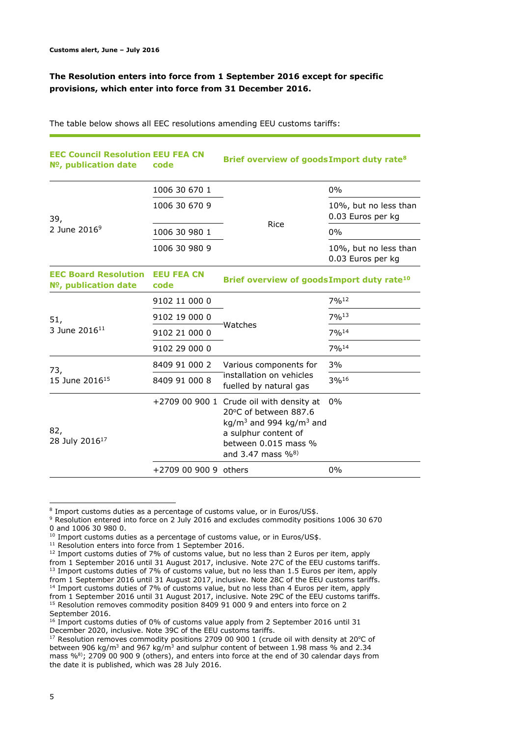**The Resolution enters into force from 1 September 2016 except for specific provisions, which enter into force from 31 December 2016.**

The table below shows all EEC resolutions amending EEU customs tariffs:

| EEC Council Resolution №, publication date | EEU FEA CN code | Brief overview of goods | Import duty rate[8] |
|---|---|---|---|
| 39, 2 June 2016[9] | 1006 30 670 1 | Rice | 0% |
| | 1006 30 670 9 | | 10%, but no less than 0.03 Euros per kg |
| | 1006 30 980 1 | | 0% |
| | 1006 30 980 9 | | 10%, but no less than 0.03 Euros per kg |
| **EEC Board Resolution №, publication date** | **EEU FEA CN code** | **Brief overview of goods** | **Import duty rate[10]** |
| 51, 3 June 2016[11] | 9102 11 000 0 | Watches | 7%[12] |
| | 9102 19 000 0 | | 7%[13] |
| | 9102 21 000 0 | | 7%[14] |
| | 9102 29 000 0 | | 7%[14] |
| 73, 15 June 2016[15] | 8409 91 000 2 | Various components for installation on vehicles fuelled by natural gas | 3% |
| | 8409 91 000 8 | | 3%[16] |
| 82, 28 July 2016[17] | +2709 00 900 1 | Crude oil with density at 20°C of between 887.6 kg/m³ and 994 kg/m³ and a sulphur content of between 0.015 mass % and 3.47 mass %[8)] | 0% |
| | +2709 00 900 9 | others | 0% |

---

[8] Import customs duties as a percentage of customs value, or in Euros/US$.

[9] Resolution entered into force on 2 July 2016 and excludes commodity positions 1006 30 670 0 and 1006 30 980 0.

[10] Import customs duties as a percentage of customs value, or in Euros/US$.

[11] Resolution enters into force from 1 September 2016.

[12] Import customs duties of 7% of customs value, but no less than 2 Euros per item, apply from 1 September 2016 until 31 August 2017, inclusive. Note 27C of the EEU customs tariffs.

[13] Import customs duties of 7% of customs value, but no less than 1.5 Euros per item, apply from 1 September 2016 until 31 August 2017, inclusive. Note 28C of the EEU customs tariffs.

[14] Import customs duties of 7% of customs value, but no less than 4 Euros per item, apply from 1 September 2016 until 31 August 2017, inclusive. Note 29C of the EEU customs tariffs.

[15] Resolution removes commodity position 8409 91 000 9 and enters into force on 2 September 2016.

[16] Import customs duties of 0% of customs value apply from 2 September 2016 until 31 December 2020, inclusive. Note 39C of the EEU customs tariffs.

[17] Resolution removes commodity positions 2709 00 900 1 (crude oil with density at 20°C of between 906 kg/m³ and 967 kg/m³ and sulphur content of between 1.98 mass % and 2.34 mass %[8)]; 2709 00 900 9 (others), and enters into force at the end of 30 calendar days from the date it is published, which was 28 July 2016.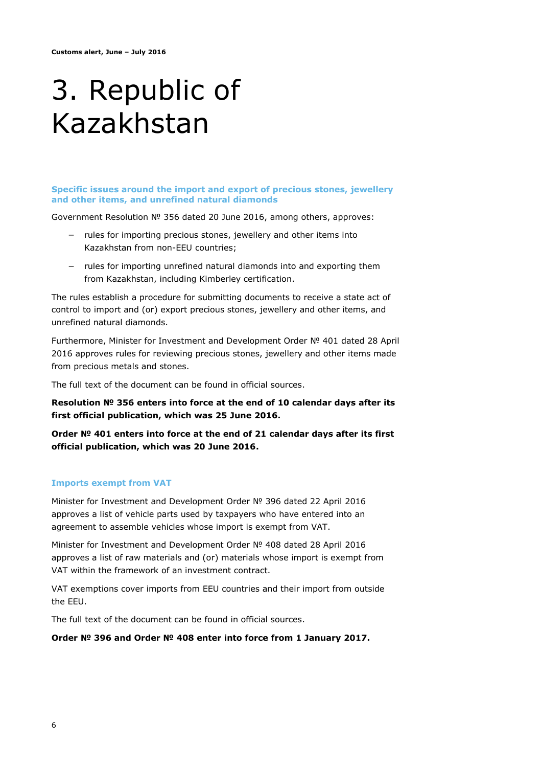# 3. Republic of Kazakhstan

### Specific issues around the import and export of precious stones, jewellery and other items, and unrefined natural diamonds

Government Resolution № 356 dated 20 June 2016, among others, approves:

- rules for importing precious stones, jewellery and other items into Kazakhstan from non-EEU countries;
- rules for importing unrefined natural diamonds into and exporting them from Kazakhstan, including Kimberley certification.

The rules establish a procedure for submitting documents to receive a state act of control to import and (or) export precious stones, jewellery and other items, and unrefined natural diamonds.

Furthermore, Minister for Investment and Development Order № 401 dated 28 April 2016 approves rules for reviewing precious stones, jewellery and other items made from precious metals and stones.

The full text of the document can be found in official sources.

**Resolution № 356 enters into force at the end of 10 calendar days after its first official publication, which was 25 June 2016.**

**Order № 401 enters into force at the end of 21 calendar days after its first official publication, which was 20 June 2016.**

### Imports exempt from VAT

Minister for Investment and Development Order № 396 dated 22 April 2016 approves a list of vehicle parts used by taxpayers who have entered into an agreement to assemble vehicles whose import is exempt from VAT.

Minister for Investment and Development Order № 408 dated 28 April 2016 approves a list of raw materials and (or) materials whose import is exempt from VAT within the framework of an investment contract.

VAT exemptions cover imports from EEU countries and their import from outside the EEU.

The full text of the document can be found in official sources.

**Order № 396 and Order № 408 enter into force from 1 January 2017.**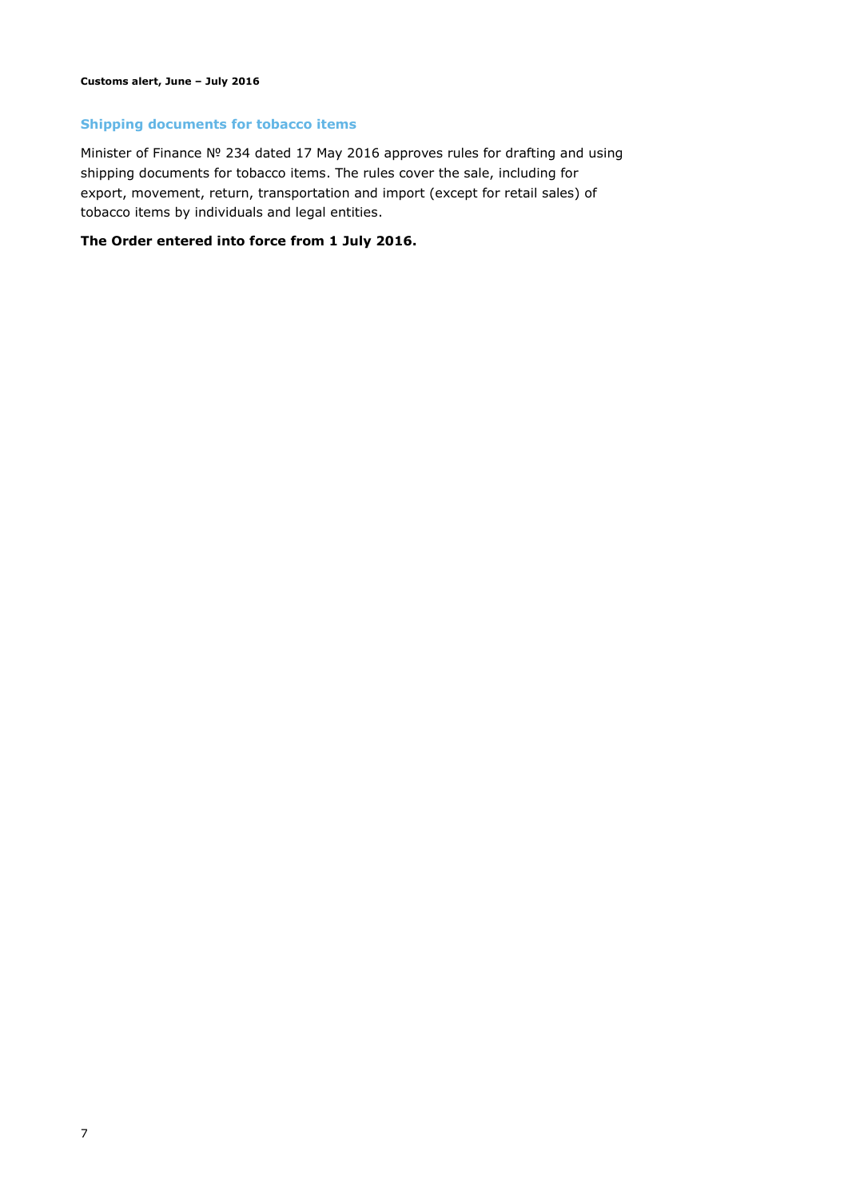## Shipping documents for tobacco items

Minister of Finance № 234 dated 17 May 2016 approves rules for drafting and using shipping documents for tobacco items. The rules cover the sale, including for export, movement, return, transportation and import (except for retail sales) of tobacco items by individuals and legal entities.

**The Order entered into force from 1 July 2016.**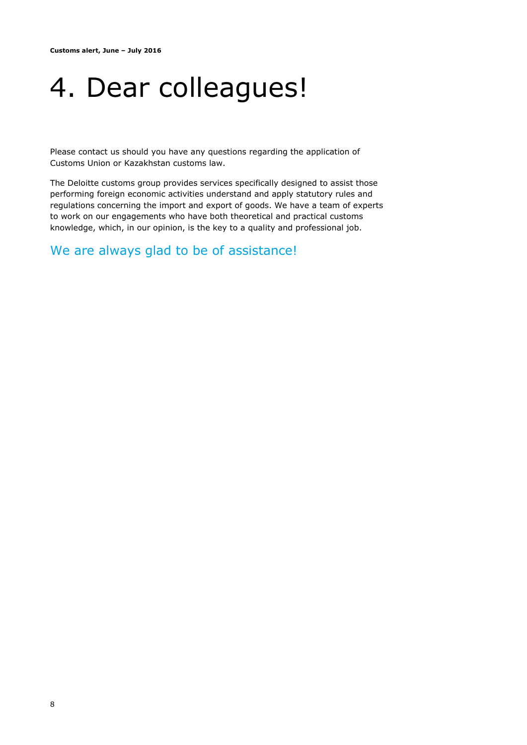# 4. Dear colleagues!

Please contact us should you have any questions regarding the application of Customs Union or Kazakhstan customs law.

The Deloitte customs group provides services specifically designed to assist those performing foreign economic activities understand and apply statutory rules and regulations concerning the import and export of goods. We have a team of experts to work on our engagements who have both theoretical and practical customs knowledge, which, in our opinion, is the key to a quality and professional job.

## We are always glad to be of assistance!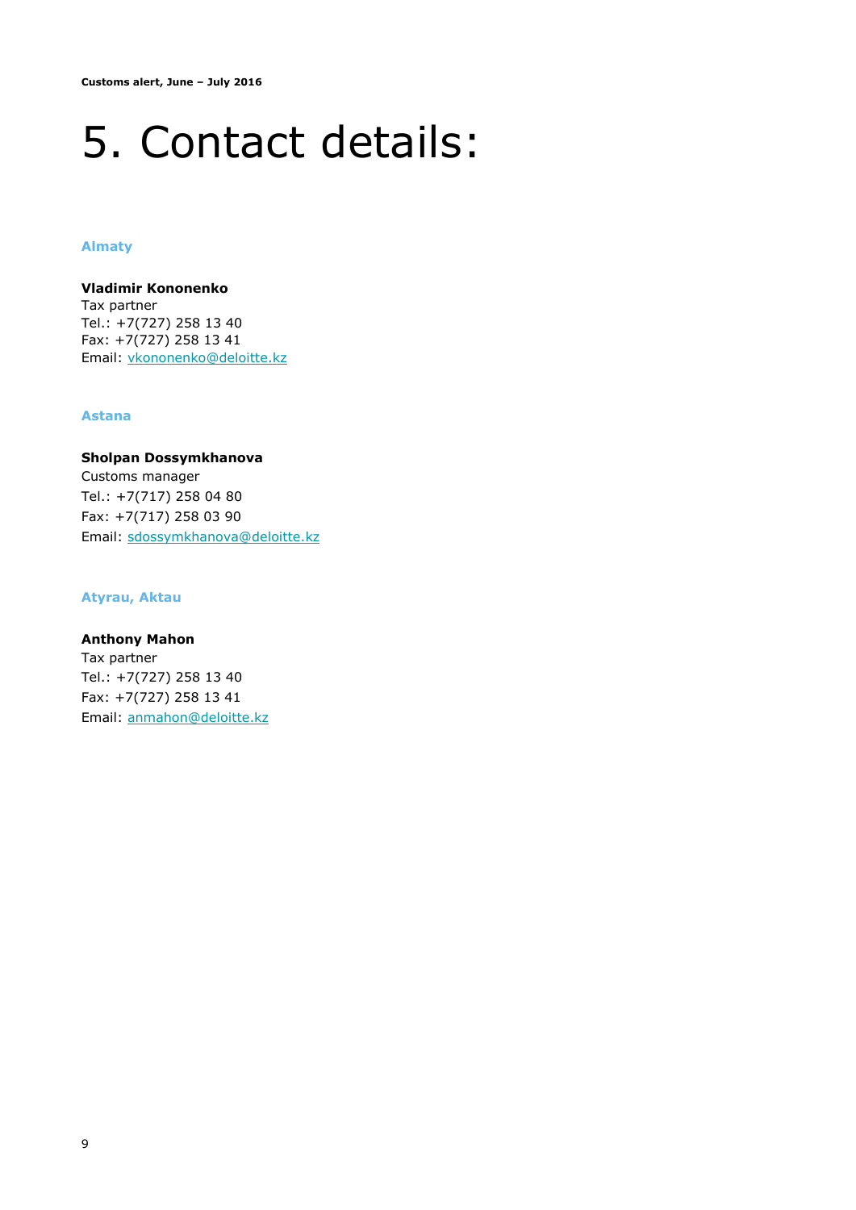# 5. Contact details:

### Almaty

**Vladimir Kononenko**
Tax partner
Tel.: +7(727) 258 13 40
Fax: +7(727) 258 13 41
Email: vkononenko@deloitte.kz

### Astana

**Sholpan Dossymkhanova**
Customs manager
Tel.: +7(717) 258 04 80
Fax: +7(717) 258 03 90
Email: sdossymkhanova@deloitte.kz

### Atyrau, Aktau

**Anthony Mahon**
Tax partner
Tel.: +7(727) 258 13 40
Fax: +7(727) 258 13 41
Email: anmahon@deloitte.kz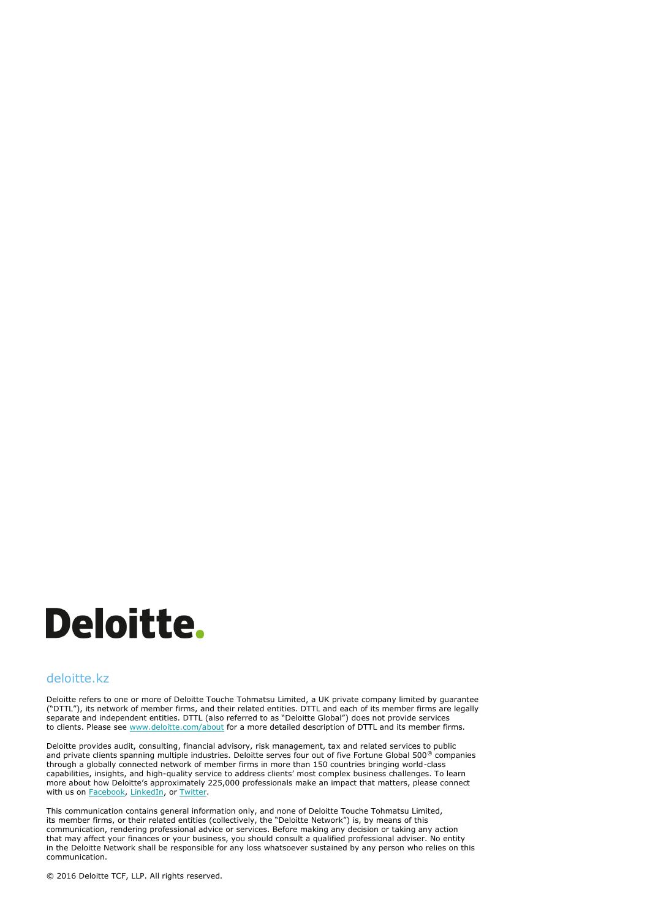# Deloitte.

deloitte.kz

Deloitte refers to one or more of Deloitte Touche Tohmatsu Limited, a UK private company limited by guarantee ("DTTL"), its network of member firms, and their related entities. DTTL and each of its member firms are legally separate and independent entities. DTTL (also referred to as "Deloitte Global") does not provide services to clients. Please see www.deloitte.com/about for a more detailed description of DTTL and its member firms.

Deloitte provides audit, consulting, financial advisory, risk management, tax and related services to public and private clients spanning multiple industries. Deloitte serves four out of five Fortune Global 500® companies through a globally connected network of member firms in more than 150 countries bringing world-class capabilities, insights, and high-quality service to address clients' most complex business challenges. To learn more about how Deloitte's approximately 225,000 professionals make an impact that matters, please connect with us on Facebook, LinkedIn, or Twitter.

This communication contains general information only, and none of Deloitte Touche Tohmatsu Limited, its member firms, or their related entities (collectively, the "Deloitte Network") is, by means of this communication, rendering professional advice or services. Before making any decision or taking any action that may affect your finances or your business, you should consult a qualified professional adviser. No entity in the Deloitte Network shall be responsible for any loss whatsoever sustained by any person who relies on this communication.

© 2016 Deloitte TCF, LLP. All rights reserved.